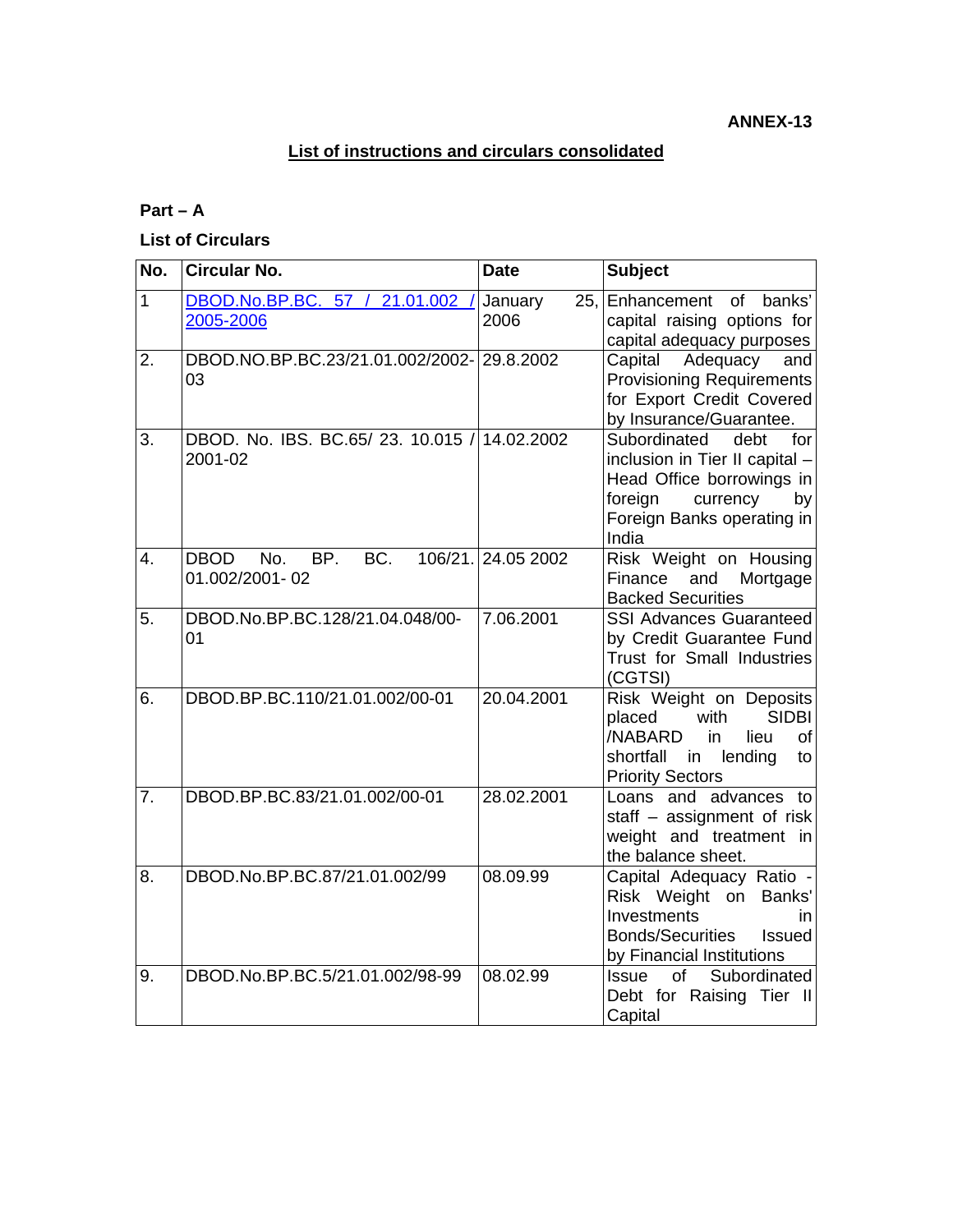**ANNEX-13**

## List of instructions and circulars consolidated

**Part – A**

**List of Circulars**

| No. | Circular No. | Date | Subject |
|---|---|---|---|
| 1 | DBOD.No.BP.BC. 57 / 21.01.002 / 2005-2006 | January 25, 2006 | Enhancement of banks' capital raising options for capital adequacy purposes |
| 2. | DBOD.NO.BP.BC.23/21.01.002/2002-03 | 29.8.2002 | Capital Adequacy and Provisioning Requirements for Export Credit Covered by Insurance/Guarantee. |
| 3. | DBOD. No. IBS. BC.65/ 23. 10.015 / 2001-02 | 14.02.2002 | Subordinated debt for inclusion in Tier II capital – Head Office borrowings in foreign currency by Foreign Banks operating in India |
| 4. | DBOD No. BP. BC. 106/21. 01.002/2001- 02 | 24.05 2002 | Risk Weight on Housing Finance and Mortgage Backed Securities |
| 5. | DBOD.No.BP.BC.128/21.04.048/00-01 | 7.06.2001 | SSI Advances Guaranteed by Credit Guarantee Fund Trust for Small Industries (CGTSI) |
| 6. | DBOD.BP.BC.110/21.01.002/00-01 | 20.04.2001 | Risk Weight on Deposits placed with SIDBI /NABARD in lieu of shortfall in lending to Priority Sectors |
| 7. | DBOD.BP.BC.83/21.01.002/00-01 | 28.02.2001 | Loans and advances to staff – assignment of risk weight and treatment in the balance sheet. |
| 8. | DBOD.No.BP.BC.87/21.01.002/99 | 08.09.99 | Capital Adequacy Ratio - Risk Weight on Banks' Investments in Bonds/Securities Issued by Financial Institutions |
| 9. | DBOD.No.BP.BC.5/21.01.002/98-99 | 08.02.99 | Issue of Subordinated Debt for Raising Tier II Capital |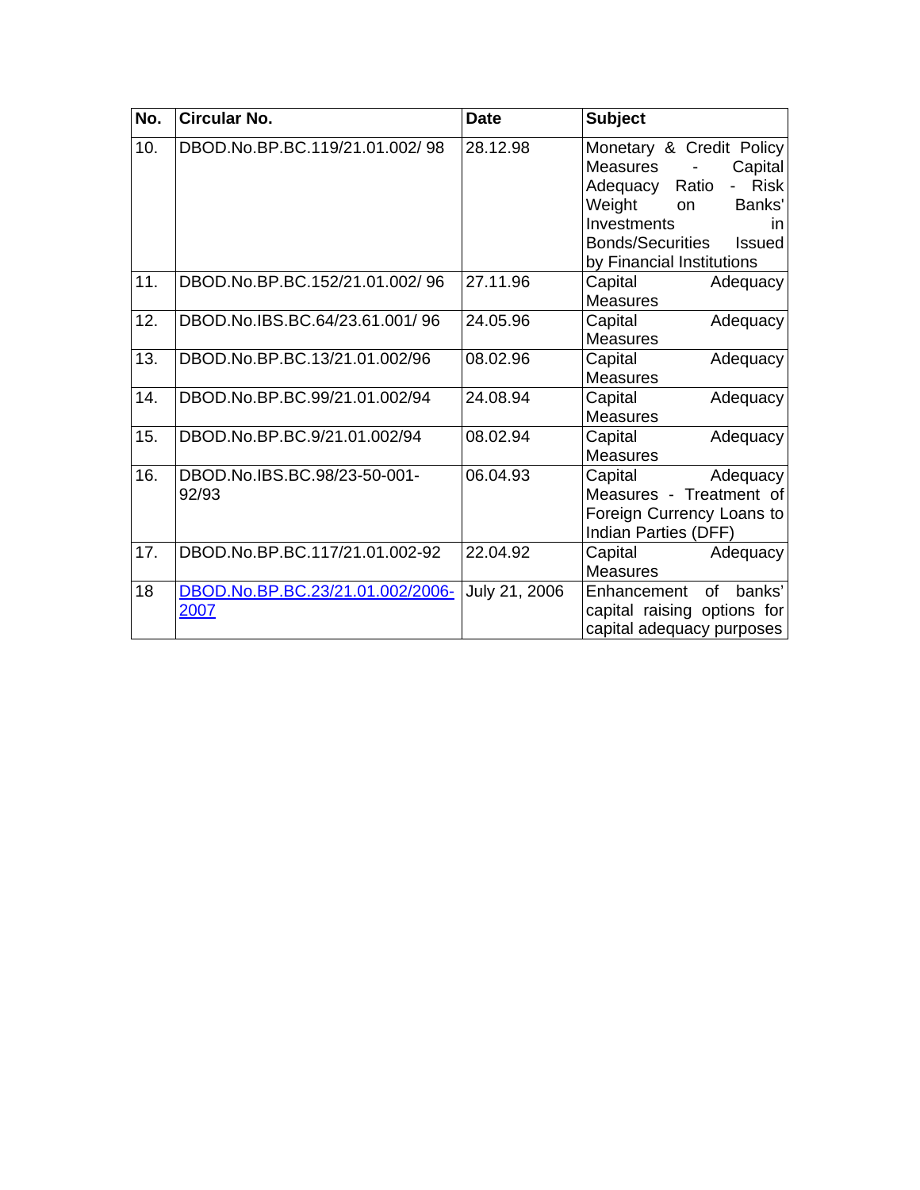| No. | Circular No. | Date | Subject |
|---|---|---|---|
| 10. | DBOD.No.BP.BC.119/21.01.002/ 98 | 28.12.98 | Monetary & Credit Policy Measures - Capital Adequacy Ratio - Risk Weight on Banks' Investments in Bonds/Securities Issued by Financial Institutions |
| 11. | DBOD.No.BP.BC.152/21.01.002/ 96 | 27.11.96 | Capital Adequacy Measures |
| 12. | DBOD.No.IBS.BC.64/23.61.001/ 96 | 24.05.96 | Capital Adequacy Measures |
| 13. | DBOD.No.BP.BC.13/21.01.002/96 | 08.02.96 | Capital Adequacy Measures |
| 14. | DBOD.No.BP.BC.99/21.01.002/94 | 24.08.94 | Capital Adequacy Measures |
| 15. | DBOD.No.BP.BC.9/21.01.002/94 | 08.02.94 | Capital Adequacy Measures |
| 16. | DBOD.No.IBS.BC.98/23-50-001-92/93 | 06.04.93 | Capital Adequacy Measures - Treatment of Foreign Currency Loans to Indian Parties (DFF) |
| 17. | DBOD.No.BP.BC.117/21.01.002-92 | 22.04.92 | Capital Adequacy Measures |
| 18 | DBOD.No.BP.BC.23/21.01.002/2006-2007 | July 21, 2006 | Enhancement of banks' capital raising options for capital adequacy purposes |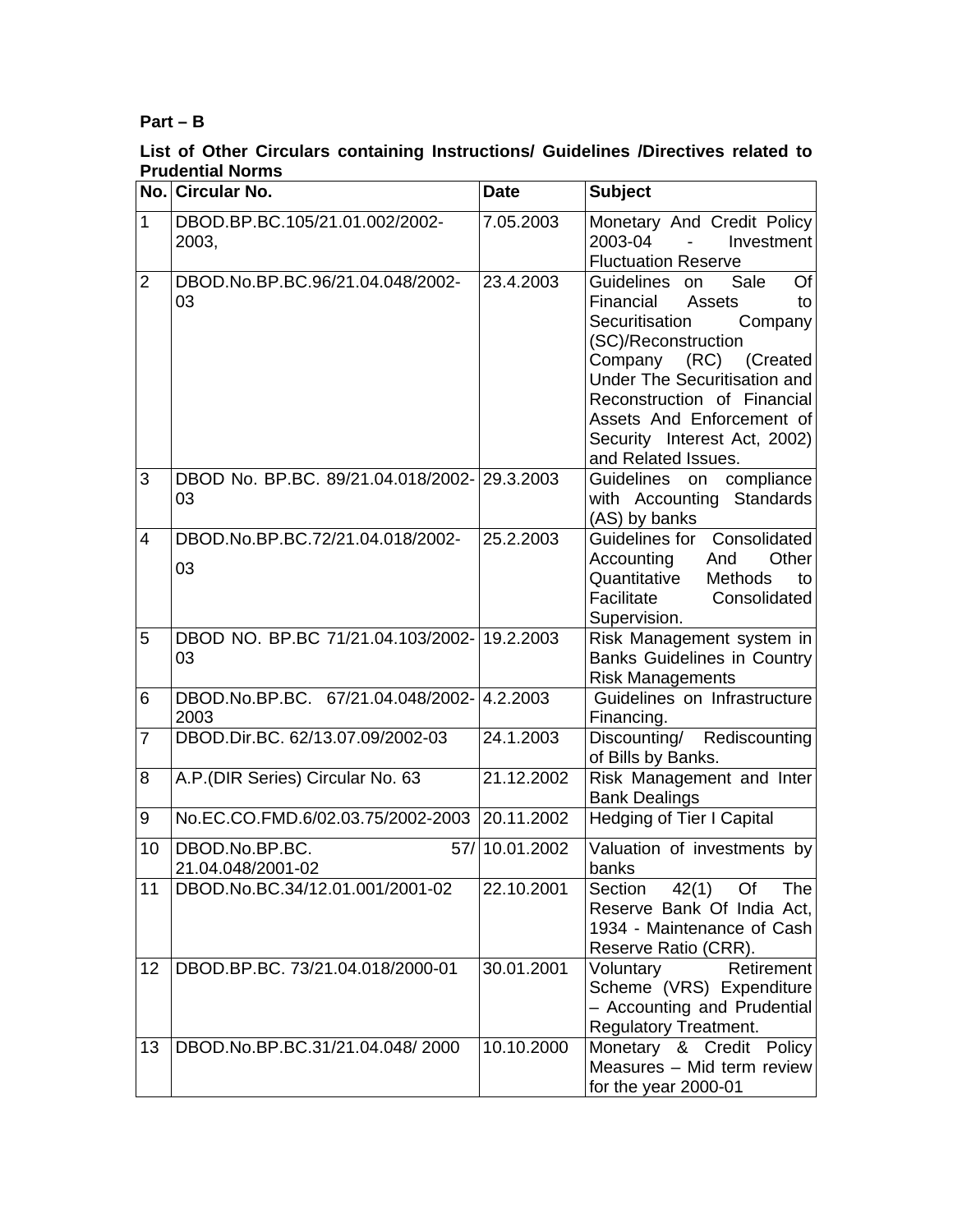**Part – B**

**List of Other Circulars containing Instructions/ Guidelines /Directives related to Prudential Norms**

| No. | Circular No. | Date | Subject |
|---|---|---|---|
| 1 | DBOD.BP.BC.105/21.01.002/2002-2003, | 7.05.2003 | Monetary And Credit Policy 2003-04 - Investment Fluctuation Reserve |
| 2 | DBOD.No.BP.BC.96/21.04.048/2002-03 | 23.4.2003 | Guidelines on Sale Of Financial Assets to Securitisation Company (SC)/Reconstruction Company (RC) (Created Under The Securitisation and Reconstruction of Financial Assets And Enforcement of Security Interest Act, 2002) and Related Issues. |
| 3 | DBOD No. BP.BC. 89/21.04.018/2002-03 | 29.3.2003 | Guidelines on compliance with Accounting Standards (AS) by banks |
| 4 | DBOD.No.BP.BC.72/21.04.018/2002-03 | 25.2.2003 | Guidelines for Consolidated Accounting And Other Quantitative Methods to Facilitate Consolidated Supervision. |
| 5 | DBOD NO. BP.BC 71/21.04.103/2002-03 | 19.2.2003 | Risk Management system in Banks Guidelines in Country Risk Managements |
| 6 | DBOD.No.BP.BC. 67/21.04.048/2002-2003 | 4.2.2003 | Guidelines on Infrastructure Financing. |
| 7 | DBOD.Dir.BC. 62/13.07.09/2002-03 | 24.1.2003 | Discounting/ Rediscounting of Bills by Banks. |
| 8 | A.P.(DIR Series) Circular No. 63 | 21.12.2002 | Risk Management and Inter Bank Dealings |
| 9 | No.EC.CO.FMD.6/02.03.75/2002-2003 | 20.11.2002 | Hedging of Tier I Capital |
| 10 | DBOD.No.BP.BC. 57/ 21.04.048/2001-02 | 10.01.2002 | Valuation of investments by banks |
| 11 | DBOD.No.BC.34/12.01.001/2001-02 | 22.10.2001 | Section 42(1) Of The Reserve Bank Of India Act, 1934 - Maintenance of Cash Reserve Ratio (CRR). |
| 12 | DBOD.BP.BC. 73/21.04.018/2000-01 | 30.01.2001 | Voluntary Retirement Scheme (VRS) Expenditure – Accounting and Prudential Regulatory Treatment. |
| 13 | DBOD.No.BP.BC.31/21.04.048/ 2000 | 10.10.2000 | Monetary & Credit Policy Measures – Mid term review for the year 2000-01 |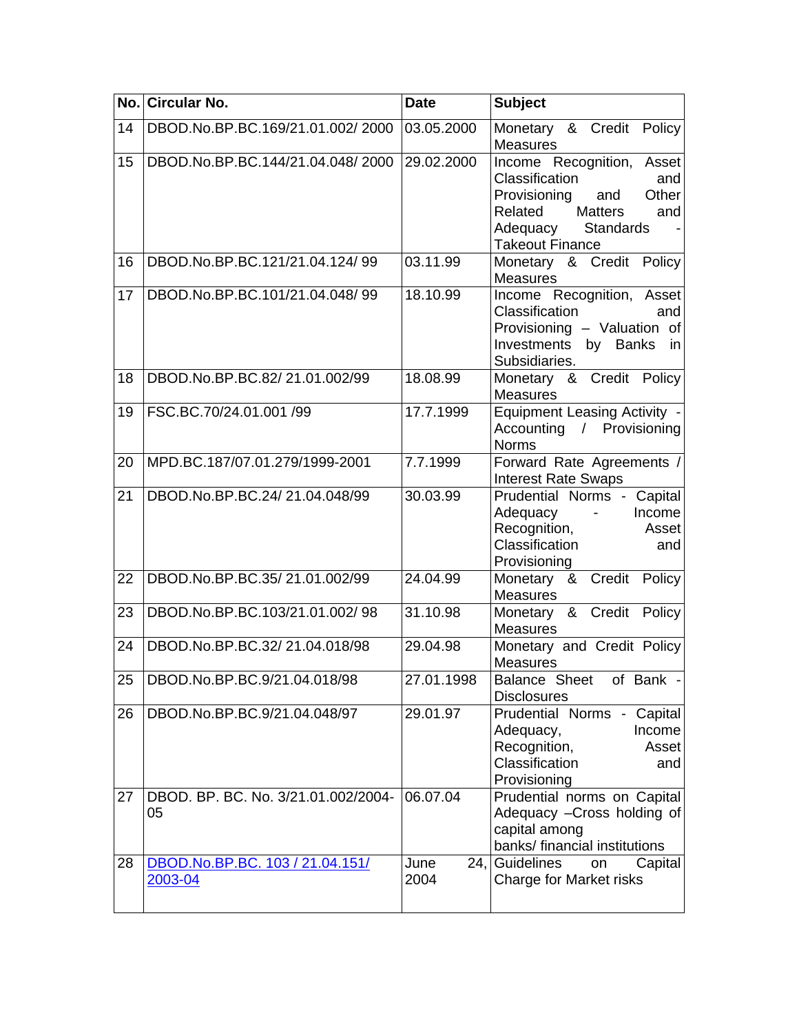| No. | Circular No. | Date | Subject |
|---|---|---|---|
| 14 | DBOD.No.BP.BC.169/21.01.002/ 2000 | 03.05.2000 | Monetary & Credit Policy Measures |
| 15 | DBOD.No.BP.BC.144/21.04.048/ 2000 | 29.02.2000 | Income Recognition, Asset Classification and Provisioning and Other Related Matters and Adequacy Standards - Takeout Finance |
| 16 | DBOD.No.BP.BC.121/21.04.124/ 99 | 03.11.99 | Monetary & Credit Policy Measures |
| 17 | DBOD.No.BP.BC.101/21.04.048/ 99 | 18.10.99 | Income Recognition, Asset Classification and Provisioning – Valuation of Investments by Banks in Subsidiaries. |
| 18 | DBOD.No.BP.BC.82/ 21.01.002/99 | 18.08.99 | Monetary & Credit Policy Measures |
| 19 | FSC.BC.70/24.01.001 /99 | 17.7.1999 | Equipment Leasing Activity - Accounting / Provisioning Norms |
| 20 | MPD.BC.187/07.01.279/1999-2001 | 7.7.1999 | Forward Rate Agreements / Interest Rate Swaps |
| 21 | DBOD.No.BP.BC.24/ 21.04.048/99 | 30.03.99 | Prudential Norms - Capital Adequacy - Income Recognition, Asset Classification and Provisioning |
| 22 | DBOD.No.BP.BC.35/ 21.01.002/99 | 24.04.99 | Monetary & Credit Policy Measures |
| 23 | DBOD.No.BP.BC.103/21.01.002/ 98 | 31.10.98 | Monetary & Credit Policy Measures |
| 24 | DBOD.No.BP.BC.32/ 21.04.018/98 | 29.04.98 | Monetary and Credit Policy Measures |
| 25 | DBOD.No.BP.BC.9/21.04.018/98 | 27.01.1998 | Balance Sheet of Bank - Disclosures |
| 26 | DBOD.No.BP.BC.9/21.04.048/97 | 29.01.97 | Prudential Norms - Capital Adequacy, Income Recognition, Asset Classification and Provisioning |
| 27 | DBOD. BP. BC. No. 3/21.01.002/2004-05 | 06.07.04 | Prudential norms on Capital Adequacy –Cross holding of capital among banks/ financial institutions |
| 28 | DBOD.No.BP.BC. 103 / 21.04.151/ 2003-04 | June 24, 2004 | Guidelines on Capital Charge for Market risks |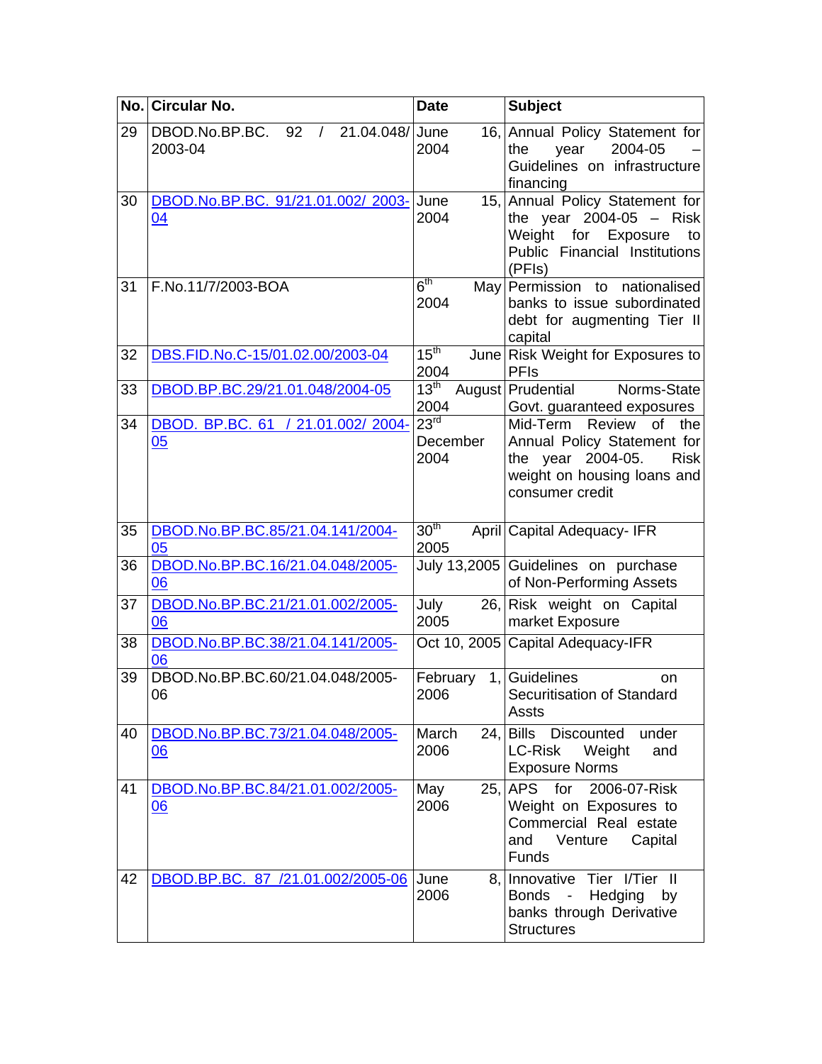| No. | Circular No. | Date | Subject |
|---|---|---|---|
| 29 | DBOD.No.BP.BC. 92 / 21.04.048/ 2003-04 | June 16, 2004 | Annual Policy Statement for the year 2004-05 – Guidelines on infrastructure financing |
| 30 | DBOD.No.BP.BC. 91/21.01.002/ 2003-04 | June 15, 2004 | Annual Policy Statement for the year 2004-05 – Risk Weight for Exposure to Public Financial Institutions (PFIs) |
| 31 | F.No.11/7/2003-BOA | 6th May 2004 | Permission to nationalised banks to issue subordinated debt for augmenting Tier II capital |
| 32 | DBS.FID.No.C-15/01.02.00/2003-04 | 15th June 2004 | Risk Weight for Exposures to PFIs |
| 33 | DBOD.BP.BC.29/21.01.048/2004-05 | 13th August 2004 | Prudential Norms-State Govt. guaranteed exposures |
| 34 | DBOD. BP.BC. 61 / 21.01.002/ 2004-05 | 23rd December 2004 | Mid-Term Review of the Annual Policy Statement for the year 2004-05. Risk weight on housing loans and consumer credit |
| 35 | DBOD.No.BP.BC.85/21.04.141/2004-05 | 30th April 2005 | Capital Adequacy- IFR |
| 36 | DBOD.No.BP.BC.16/21.04.048/2005-06 | July 13,2005 | Guidelines on purchase of Non-Performing Assets |
| 37 | DBOD.No.BP.BC.21/21.01.002/2005-06 | July 26, 2005 | Risk weight on Capital market Exposure |
| 38 | DBOD.No.BP.BC.38/21.04.141/2005-06 | Oct 10, 2005 | Capital Adequacy-IFR |
| 39 | DBOD.No.BP.BC.60/21.04.048/2005-06 | February 1, 2006 | Guidelines on Securitisation of Standard Assts |
| 40 | DBOD.No.BP.BC.73/21.04.048/2005-06 | March 24, 2006 | Bills Discounted under LC-Risk Weight and Exposure Norms |
| 41 | DBOD.No.BP.BC.84/21.01.002/2005-06 | May 25, 2006 | APS for 2006-07-Risk Weight on Exposures to Commercial Real estate and Venture Capital Funds |
| 42 | DBOD.BP.BC. 87 /21.01.002/2005-06 | June 8, 2006 | Innovative Tier I/Tier II Bonds - Hedging by banks through Derivative Structures |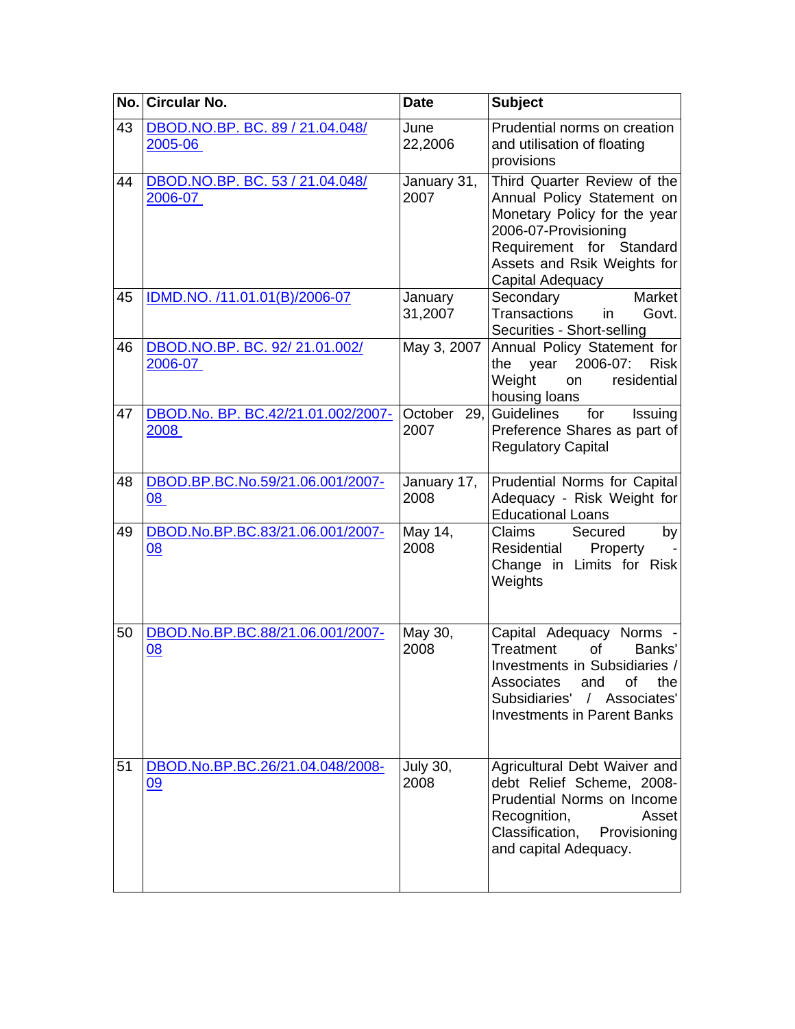| No. | Circular No. | Date | Subject |
|---|---|---|---|
| 43 | DBOD.NO.BP. BC. 89 / 21.04.048/ 2005-06 | June 22,2006 | Prudential norms on creation and utilisation of floating provisions |
| 44 | DBOD.NO.BP. BC. 53 / 21.04.048/ 2006-07 | January 31, 2007 | Third Quarter Review of the Annual Policy Statement on Monetary Policy for the year 2006-07-Provisioning Requirement for Standard Assets and Rsik Weights for Capital Adequacy |
| 45 | IDMD.NO. /11.01.01(B)/2006-07 | January 31,2007 | Secondary Market Transactions in Govt. Securities - Short-selling |
| 46 | DBOD.NO.BP. BC. 92/ 21.01.002/ 2006-07 | May 3, 2007 | Annual Policy Statement for the year 2006-07: Risk Weight on residential housing loans |
| 47 | DBOD.No. BP. BC.42/21.01.002/2007-2008 | October 29, 2007 | Guidelines for Issuing Preference Shares as part of Regulatory Capital |
| 48 | DBOD.BP.BC.No.59/21.06.001/2007-08 | January 17, 2008 | Prudential Norms for Capital Adequacy - Risk Weight for Educational Loans |
| 49 | DBOD.No.BP.BC.83/21.06.001/2007-08 | May 14, 2008 | Claims Secured by Residential Property - Change in Limits for Risk Weights |
| 50 | DBOD.No.BP.BC.88/21.06.001/2007-08 | May 30, 2008 | Capital Adequacy Norms - Treatment of Banks' Investments in Subsidiaries / Associates and of the Subsidiaries' / Associates' Investments in Parent Banks |
| 51 | DBOD.No.BP.BC.26/21.04.048/2008-09 | July 30, 2008 | Agricultural Debt Waiver and debt Relief Scheme, 2008-Prudential Norms on Income Recognition, Asset Classification, Provisioning and capital Adequacy. |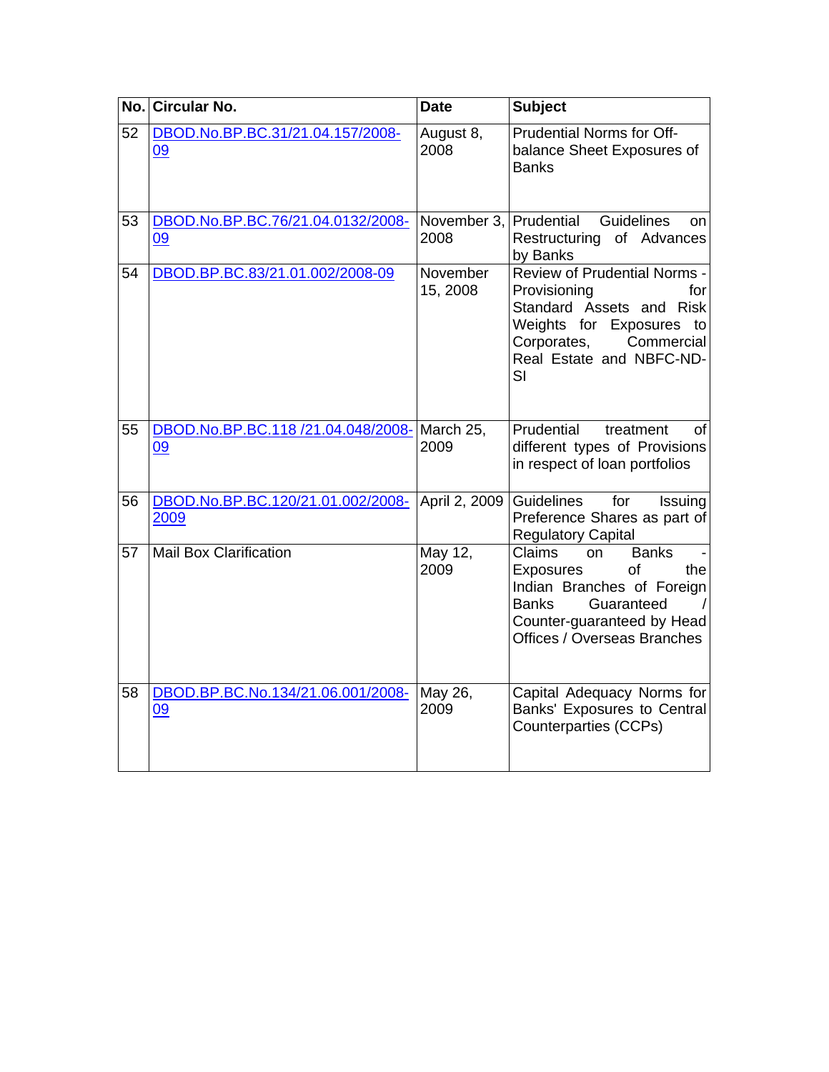| No. | Circular No. | Date | Subject |
|---|---|---|---|
| 52 | DBOD.No.BP.BC.31/21.04.157/2008-09 | August 8, 2008 | Prudential Norms for Off-balance Sheet Exposures of Banks |
| 53 | DBOD.No.BP.BC.76/21.04.0132/2008-09 | November 3, 2008 | Prudential Guidelines on Restructuring of Advances by Banks |
| 54 | DBOD.BP.BC.83/21.01.002/2008-09 | November 15, 2008 | Review of Prudential Norms - Provisioning for Standard Assets and Risk Weights for Exposures to Corporates, Commercial Real Estate and NBFC-ND-SI |
| 55 | DBOD.No.BP.BC.118 /21.04.048/2008-09 | March 25, 2009 | Prudential treatment of different types of Provisions in respect of loan portfolios |
| 56 | DBOD.No.BP.BC.120/21.01.002/2008-2009 | April 2, 2009 | Guidelines for Issuing Preference Shares as part of Regulatory Capital |
| 57 | Mail Box Clarification | May 12, 2009 | Claims on Banks - Exposures of the Indian Branches of Foreign Banks Guaranteed / Counter-guaranteed by Head Offices / Overseas Branches |
| 58 | DBOD.BP.BC.No.134/21.06.001/2008-09 | May 26, 2009 | Capital Adequacy Norms for Banks' Exposures to Central Counterparties (CCPs) |